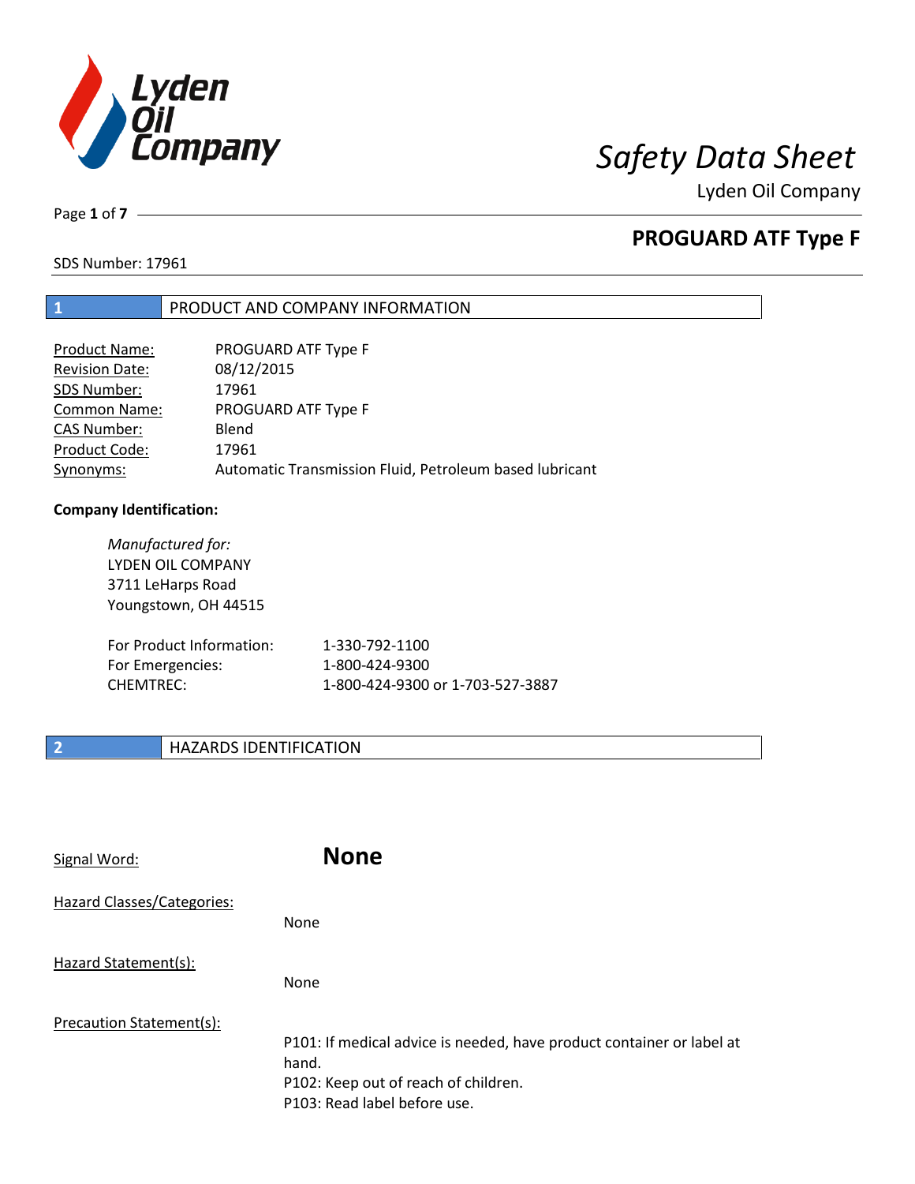# Safety Data Sheet

Lyden Oil Company

## PROGUARD ATF Type F

SDS Number: 17961

## 1 PRODUCT AND COMPANY INFORMATION

| | |
|---|---|
| Product Name: | PROGUARD ATF Type F |
| Revision Date: | 08/12/2015 |
| SDS Number: | 17961 |
| Common Name: | PROGUARD ATF Type F |
| CAS Number: | Blend |
| Product Code: | 17961 |
| Synonyms: | Automatic Transmission Fluid, Petroleum based lubricant |

**Company Identification:**

*Manufactured for:*
LYDEN OIL COMPANY
3711 LeHarps Road
Youngstown, OH 44515

| | |
|---|---|
| For Product Information: | 1-330-792-1100 |
| For Emergencies: | 1-800-424-9300 |
| CHEMTREC: | 1-800-424-9300 or 1-703-527-3887 |

## 2 HAZARDS IDENTIFICATION

Signal Word: **None**

Hazard Classes/Categories:

None

Hazard Statement(s):

None

Precaution Statement(s):

P101: If medical advice is needed, have product container or label at hand.
P102: Keep out of reach of children.
P103: Read label before use.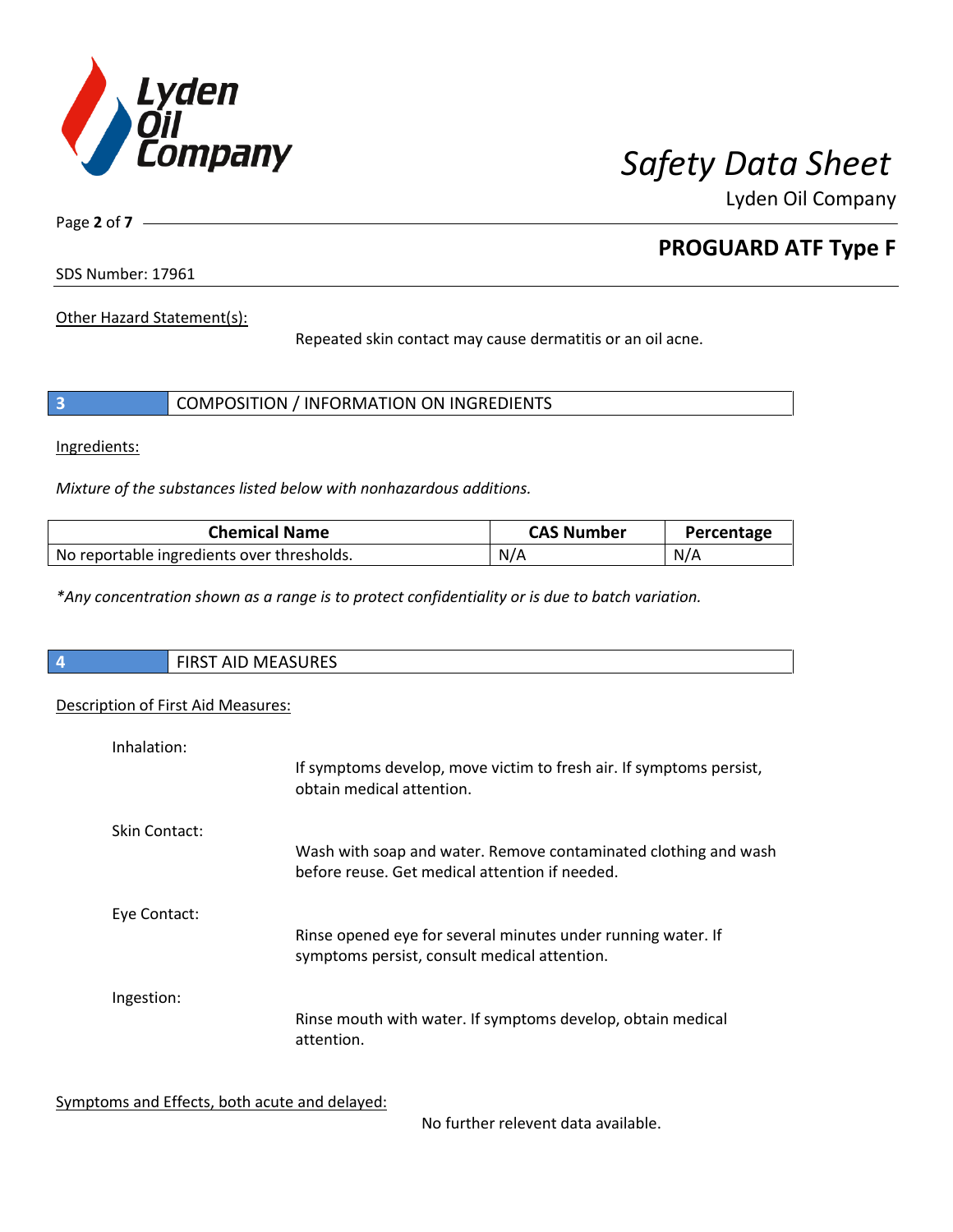Other Hazard Statement(s):

Repeated skin contact may cause dermatitis or an oil acne.

## 3 COMPOSITION / INFORMATION ON INGREDIENTS

Ingredients:

*Mixture of the substances listed below with nonhazardous additions.*

| Chemical Name | CAS Number | Percentage |
|---|---|---|
| No reportable ingredients over thresholds. | N/A | N/A |

*\*Any concentration shown as a range is to protect confidentiality or is due to batch variation.*

## 4 FIRST AID MEASURES

Description of First Aid Measures:

Inhalation:

If symptoms develop, move victim to fresh air. If symptoms persist, obtain medical attention.

Skin Contact:

Wash with soap and water. Remove contaminated clothing and wash before reuse. Get medical attention if needed.

Eye Contact:

Rinse opened eye for several minutes under running water. If symptoms persist, consult medical attention.

Ingestion:

Rinse mouth with water. If symptoms develop, obtain medical attention.

Symptoms and Effects, both acute and delayed:

No further relevent data available.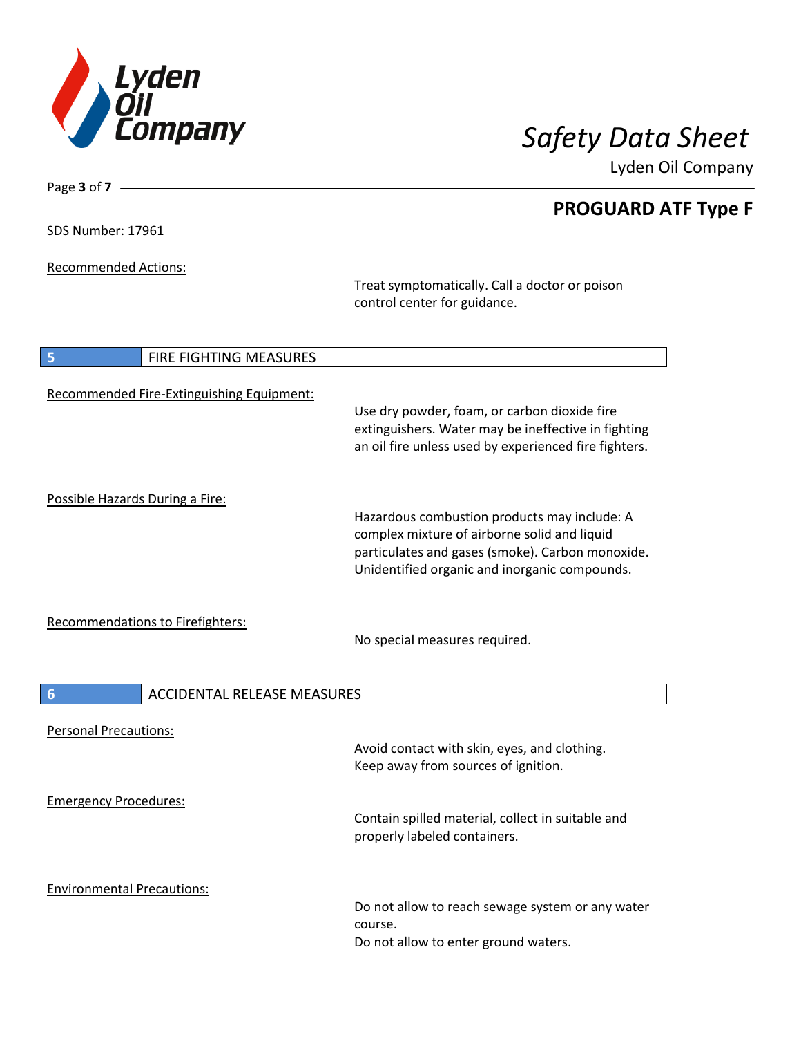Recommended Actions:

Treat symptomatically. Call a doctor or poison control center for guidance.

## 5 FIRE FIGHTING MEASURES

Recommended Fire-Extinguishing Equipment:

Use dry powder, foam, or carbon dioxide fire extinguishers. Water may be ineffective in fighting an oil fire unless used by experienced fire fighters.

Possible Hazards During a Fire:

Hazardous combustion products may include: A complex mixture of airborne solid and liquid particulates and gases (smoke). Carbon monoxide. Unidentified organic and inorganic compounds.

Recommendations to Firefighters:

No special measures required.

## 6 ACCIDENTAL RELEASE MEASURES

Personal Precautions:

Avoid contact with skin, eyes, and clothing.
Keep away from sources of ignition.

Emergency Procedures:

Contain spilled material, collect in suitable and properly labeled containers.

Environmental Precautions:

Do not allow to reach sewage system or any water course.
Do not allow to enter ground waters.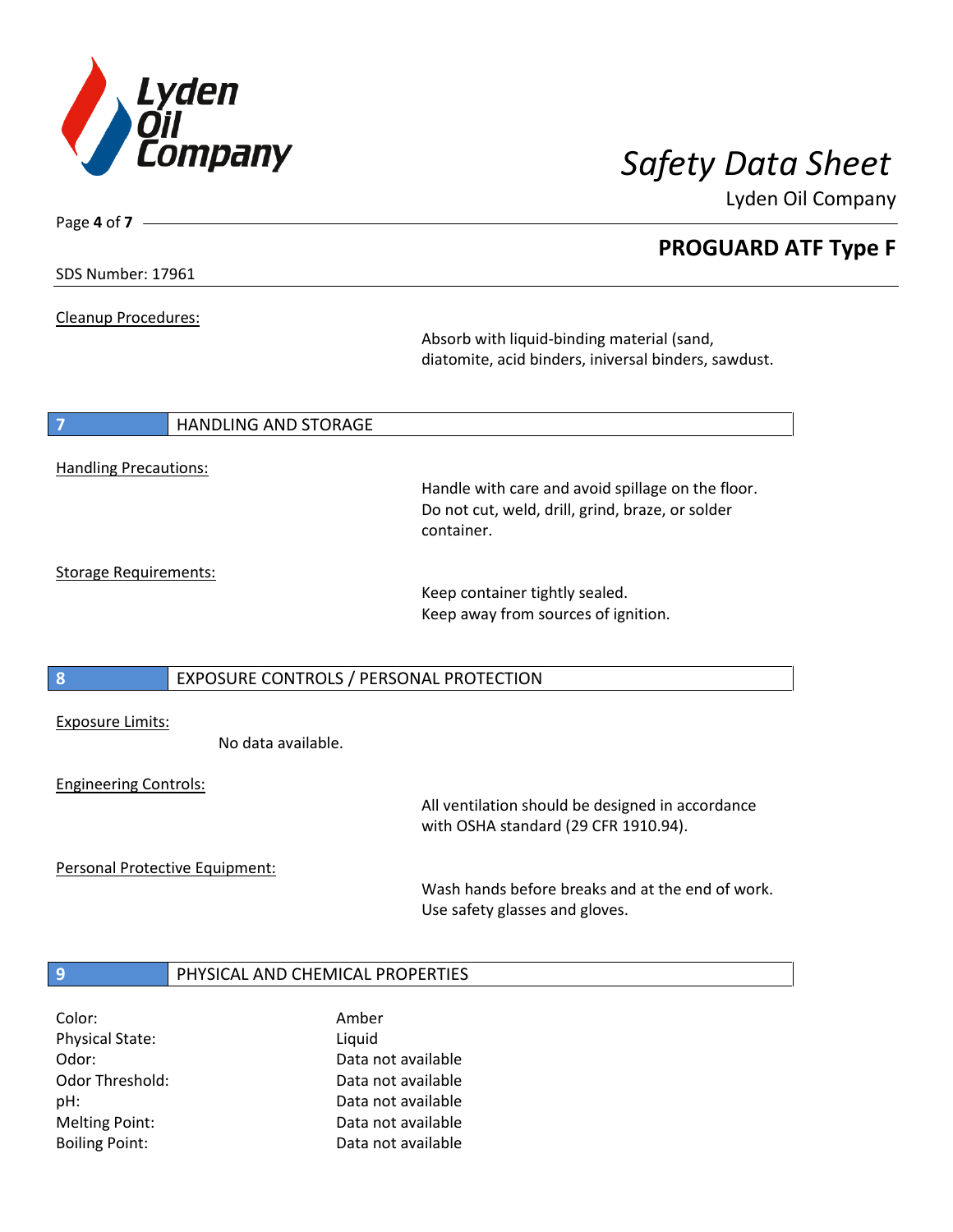Cleanup Procedures:

Absorb with liquid-binding material (sand, diatomite, acid binders, iniversal binders, sawdust.

## 7 HANDLING AND STORAGE

Handling Precautions:

Handle with care and avoid spillage on the floor. Do not cut, weld, drill, grind, braze, or solder container.

Storage Requirements:

Keep container tightly sealed.
Keep away from sources of ignition.

## 8 EXPOSURE CONTROLS / PERSONAL PROTECTION

Exposure Limits:

No data available.

Engineering Controls:

All ventilation should be designed in accordance with OSHA standard (29 CFR 1910.94).

Personal Protective Equipment:

Wash hands before breaks and at the end of work.
Use safety glasses and gloves.

## 9 PHYSICAL AND CHEMICAL PROPERTIES

| | |
|---|---|
| Color: | Amber |
| Physical State: | Liquid |
| Odor: | Data not available |
| Odor Threshold: | Data not available |
| pH: | Data not available |
| Melting Point: | Data not available |
| Boiling Point: | Data not available |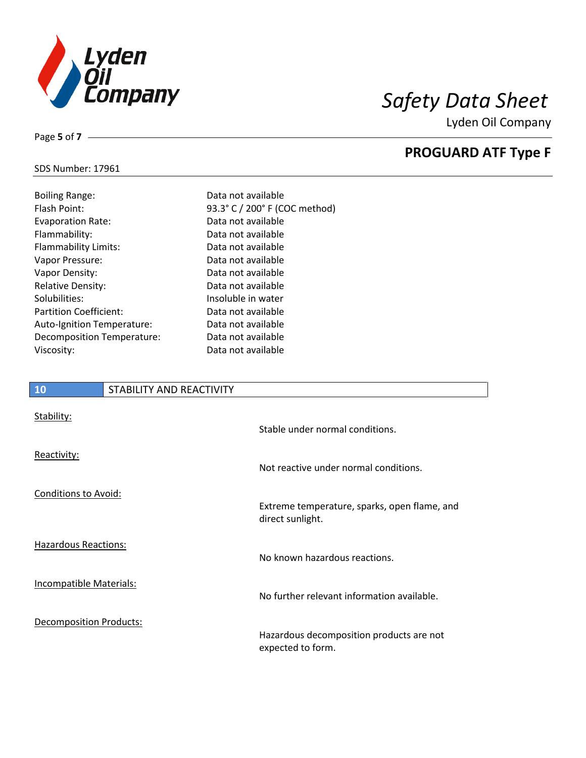| | |
|---|---|
| Boiling Range: | Data not available |
| Flash Point: | 93.3° C / 200° F (COC method) |
| Evaporation Rate: | Data not available |
| Flammability: | Data not available |
| Flammability Limits: | Data not available |
| Vapor Pressure: | Data not available |
| Vapor Density: | Data not available |
| Relative Density: | Data not available |
| Solubilities: | Insoluble in water |
| Partition Coefficient: | Data not available |
| Auto-Ignition Temperature: | Data not available |
| Decomposition Temperature: | Data not available |
| Viscosity: | Data not available |

## 10 STABILITY AND REACTIVITY

**Stability:**

Stable under normal conditions.

**Reactivity:**

Not reactive under normal conditions.

**Conditions to Avoid:**

Extreme temperature, sparks, open flame, and direct sunlight.

**Hazardous Reactions:**

No known hazardous reactions.

**Incompatible Materials:**

No further relevant information available.

**Decomposition Products:**

Hazardous decomposition products are not expected to form.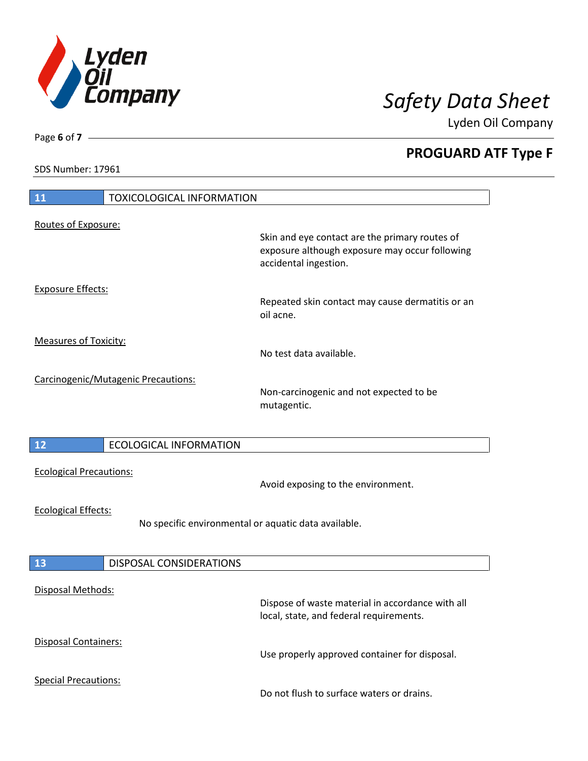## 11 TOXICOLOGICAL INFORMATION

Routes of Exposure:

Skin and eye contact are the primary routes of exposure although exposure may occur following accidental ingestion.

Exposure Effects:

Repeated skin contact may cause dermatitis or an oil acne.

Measures of Toxicity:

No test data available.

Carcinogenic/Mutagenic Precautions:

Non-carcinogenic and not expected to be mutagentic.

## 12 ECOLOGICAL INFORMATION

Ecological Precautions:

Avoid exposing to the environment.

Ecological Effects:

No specific environmental or aquatic data available.

## 13 DISPOSAL CONSIDERATIONS

Disposal Methods:

Dispose of waste material in accordance with all local, state, and federal requirements.

Disposal Containers:

Use properly approved container for disposal.

Special Precautions:

Do not flush to surface waters or drains.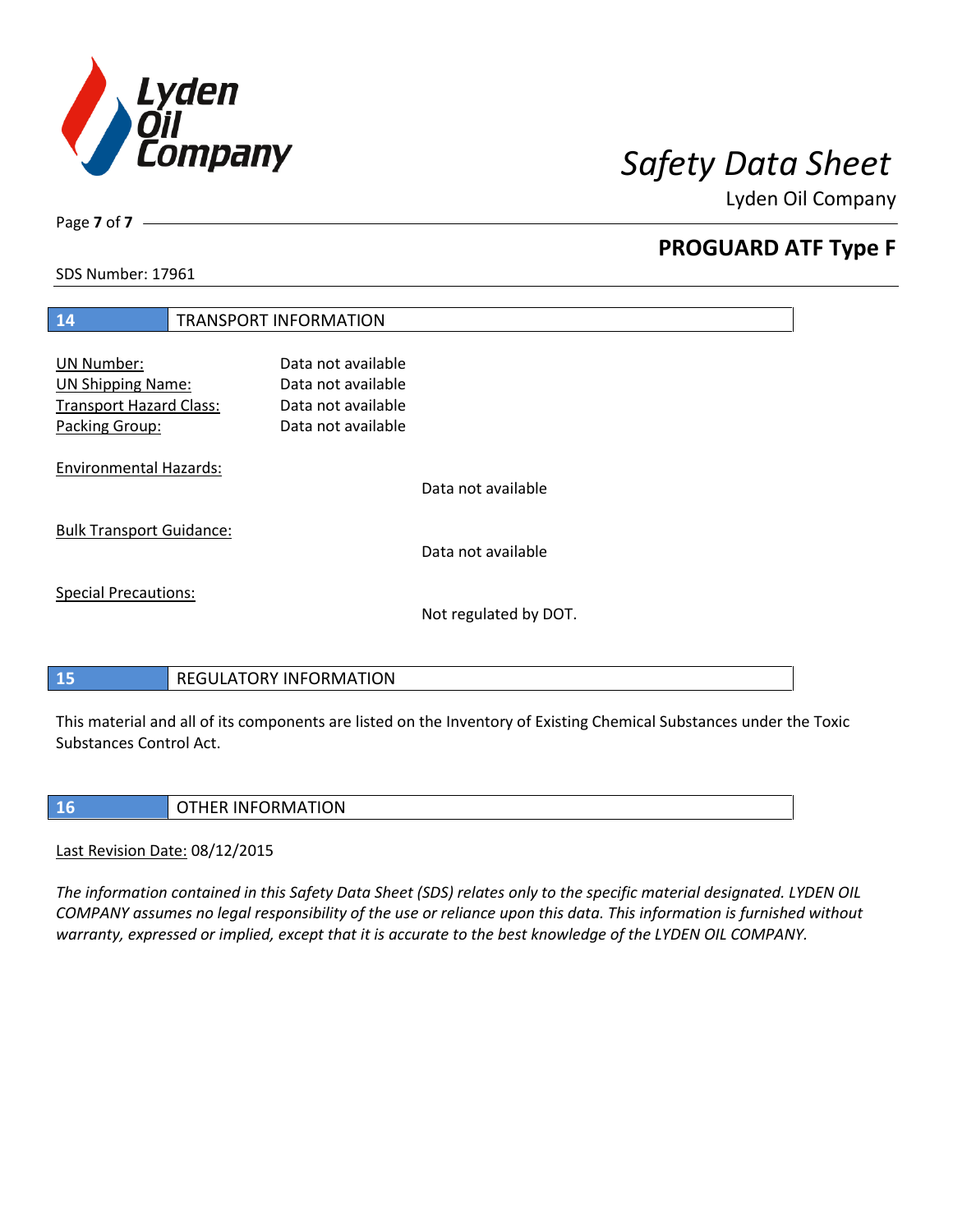## 14 TRANSPORT INFORMATION

| | |
|---|---|
| UN Number: | Data not available |
| UN Shipping Name: | Data not available |
| Transport Hazard Class: | Data not available |
| Packing Group: | Data not available |

Environmental Hazards:

Data not available

Bulk Transport Guidance:

Data not available

Special Precautions:

Not regulated by DOT.

## 15 REGULATORY INFORMATION

This material and all of its components are listed on the Inventory of Existing Chemical Substances under the Toxic Substances Control Act.

## 16 OTHER INFORMATION

Last Revision Date: 08/12/2015

*The information contained in this Safety Data Sheet (SDS) relates only to the specific material designated. LYDEN OIL COMPANY assumes no legal responsibility of the use or reliance upon this data. This information is furnished without warranty, expressed or implied, except that it is accurate to the best knowledge of the LYDEN OIL COMPANY.*